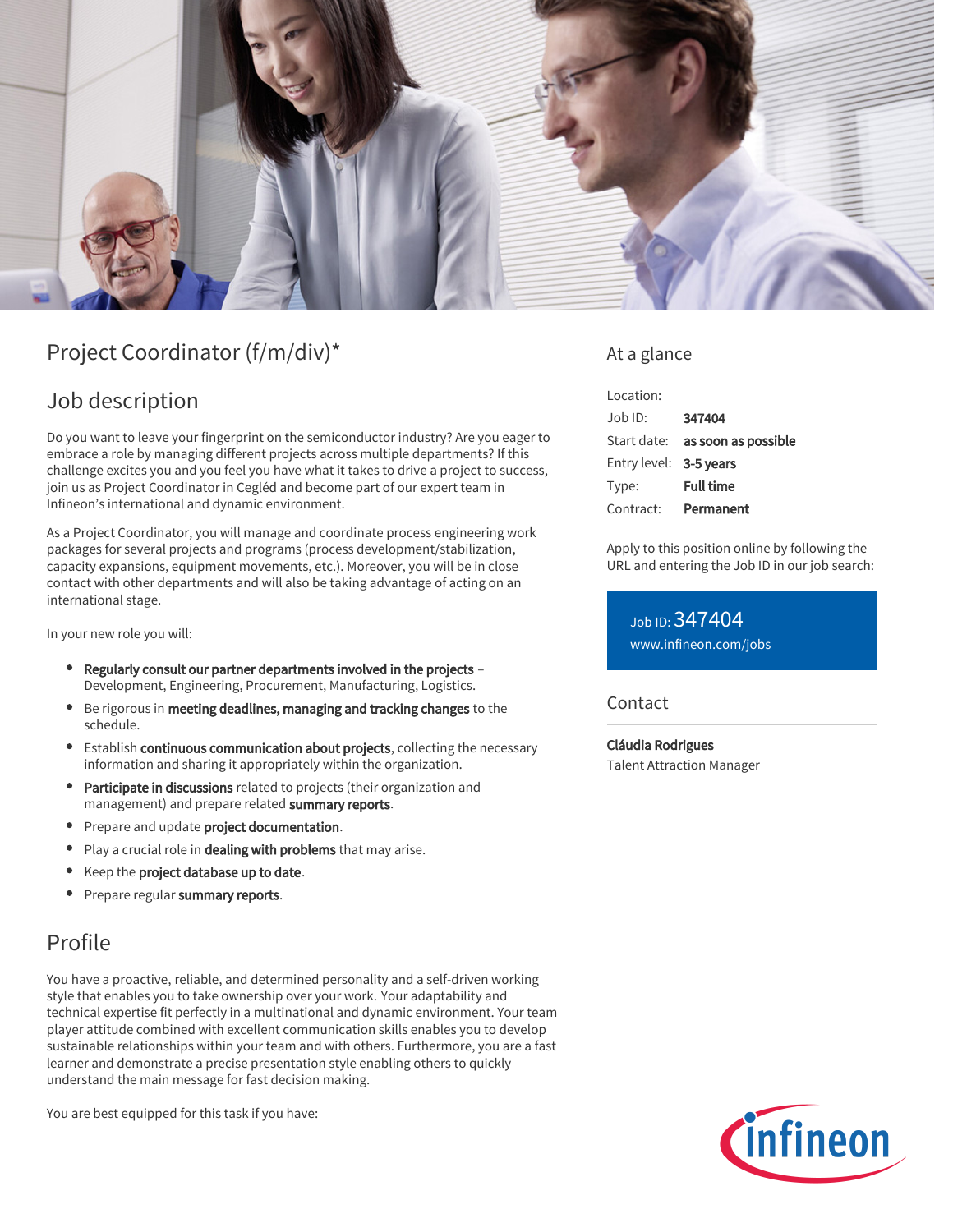# Project Coordinator (f/m/div)*

## Job description

Do you want to leave your fingerprint on the semiconductor industry? Are you eager to embrace a role by managing different projects across multiple departments? If this challenge excites you and you feel you have what it takes to drive a project to success, join us as Project Coordinator in Cegléd and become part of our expert team in Infineon's international and dynamic environment.

As a Project Coordinator, you will manage and coordinate process engineering work packages for several projects and programs (process development/stabilization, capacity expansions, equipment movements, etc.). Moreover, you will be in close contact with other departments and will also be taking advantage of acting on an international stage.

In your new role you will:

- **Regularly consult our partner departments involved in the projects** – Development, Engineering, Procurement, Manufacturing, Logistics.
- Be rigorous in **meeting deadlines, managing and tracking changes** to the schedule.
- Establish **continuous communication about projects**, collecting the necessary information and sharing it appropriately within the organization.
- **Participate in discussions** related to projects (their organization and management) and prepare related **summary reports**.
- Prepare and update **project documentation**.
- Play a crucial role in **dealing with problems** that may arise.
- Keep the **project database up to date**.
- Prepare regular **summary reports**.

## Profile

You have a proactive, reliable, and determined personality and a self-driven working style that enables you to take ownership over your work. Your adaptability and technical expertise fit perfectly in a multinational and dynamic environment. Your team player attitude combined with excellent communication skills enables you to develop sustainable relationships within your team and with others. Furthermore, you are a fast learner and demonstrate a precise presentation style enabling others to quickly understand the main message for fast decision making.

You are best equipped for this task if you have:

## At a glance

| | |
|---|---|
| Location: | |
| Job ID: | **347404** |
| Start date: | **as soon as possible** |
| Entry level: | **3-5 years** |
| Type: | **Full time** |
| Contract: | **Permanent** |

Apply to this position online by following the URL and entering the Job ID in our job search:

Job ID: 347404
www.infineon.com/jobs

## Contact

**Cláudia Rodrigues**
Talent Attraction Manager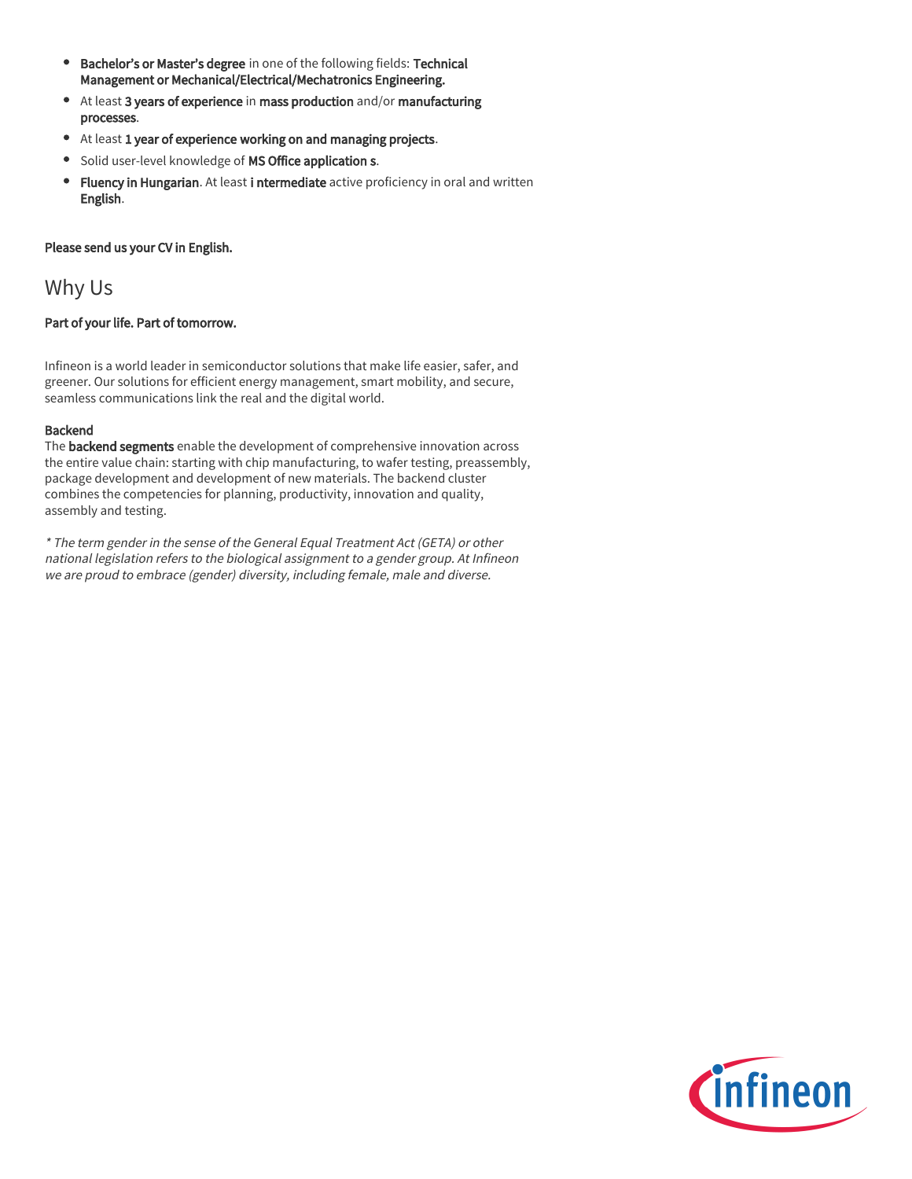- **Bachelor's or Master's degree** in one of the following fields: **Technical Management or Mechanical/Electrical/Mechatronics Engineering.**
- At least **3 years of experience** in **mass production** and/or **manufacturing processes**.
- At least **1 year of experience working on and managing projects**.
- Solid user-level knowledge of **MS Office application s**.
- **Fluency in Hungarian**. At least **i ntermediate** active proficiency in oral and written **English**.

**Please send us your CV in English.**

## Why Us

**Part of your life. Part of tomorrow.**

Infineon is a world leader in semiconductor solutions that make life easier, safer, and greener. Our solutions for efficient energy management, smart mobility, and secure, seamless communications link the real and the digital world.

**Backend**
The **backend segments** enable the development of comprehensive innovation across the entire value chain: starting with chip manufacturing, to wafer testing, preassembly, package development and development of new materials. The backend cluster combines the competencies for planning, productivity, innovation and quality, assembly and testing.

*\* The term gender in the sense of the General Equal Treatment Act (GETA) or other national legislation refers to the biological assignment to a gender group. At Infineon we are proud to embrace (gender) diversity, including female, male and diverse.*